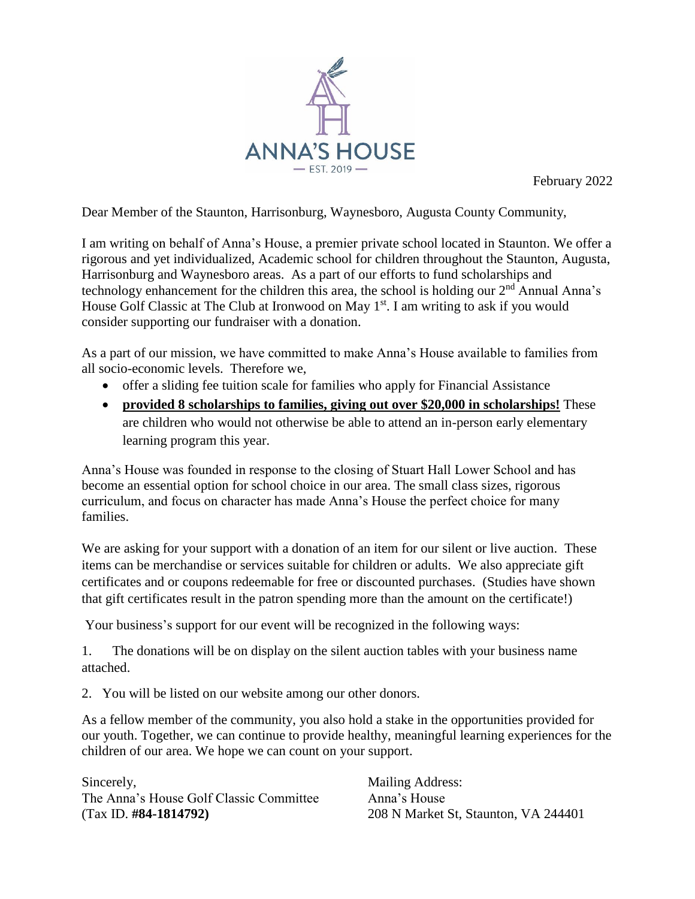ANNA'S HOUSE

— EST. 2019 —

February 2022

Dear Member of the Staunton, Harrisonburg, Waynesboro, Augusta County Community,

I am writing on behalf of Anna's House, a premier private school located in Staunton. We offer a rigorous and yet individualized, Academic school for children throughout the Staunton, Augusta, Harrisonburg and Waynesboro areas. As a part of our efforts to fund scholarships and technology enhancement for the children this area, the school is holding our 2nd Annual Anna's House Golf Classic at The Club at Ironwood on May 1st. I am writing to ask if you would consider supporting our fundraiser with a donation.

As a part of our mission, we have committed to make Anna's House available to families from all socio-economic levels. Therefore we,

- offer a sliding fee tuition scale for families who apply for Financial Assistance
- **provided 8 scholarships to families, giving out over $20,000 in scholarships!** These are children who would not otherwise be able to attend an in-person early elementary learning program this year.

Anna's House was founded in response to the closing of Stuart Hall Lower School and has become an essential option for school choice in our area. The small class sizes, rigorous curriculum, and focus on character has made Anna's House the perfect choice for many families.

We are asking for your support with a donation of an item for our silent or live auction. These items can be merchandise or services suitable for children or adults. We also appreciate gift certificates and or coupons redeemable for free or discounted purchases. (Studies have shown that gift certificates result in the patron spending more than the amount on the certificate!)

Your business's support for our event will be recognized in the following ways:

1. The donations will be on display on the silent auction tables with your business name attached.
2. You will be listed on our website among our other donors.

As a fellow member of the community, you also hold a stake in the opportunities provided for our youth. Together, we can continue to provide healthy, meaningful learning experiences for the children of our area. We hope we can count on your support.

Sincerely,
The Anna's House Golf Classic Committee
(Tax ID. **#84-1814792)**

Mailing Address:
Anna's House
208 N Market St, Staunton, VA 244401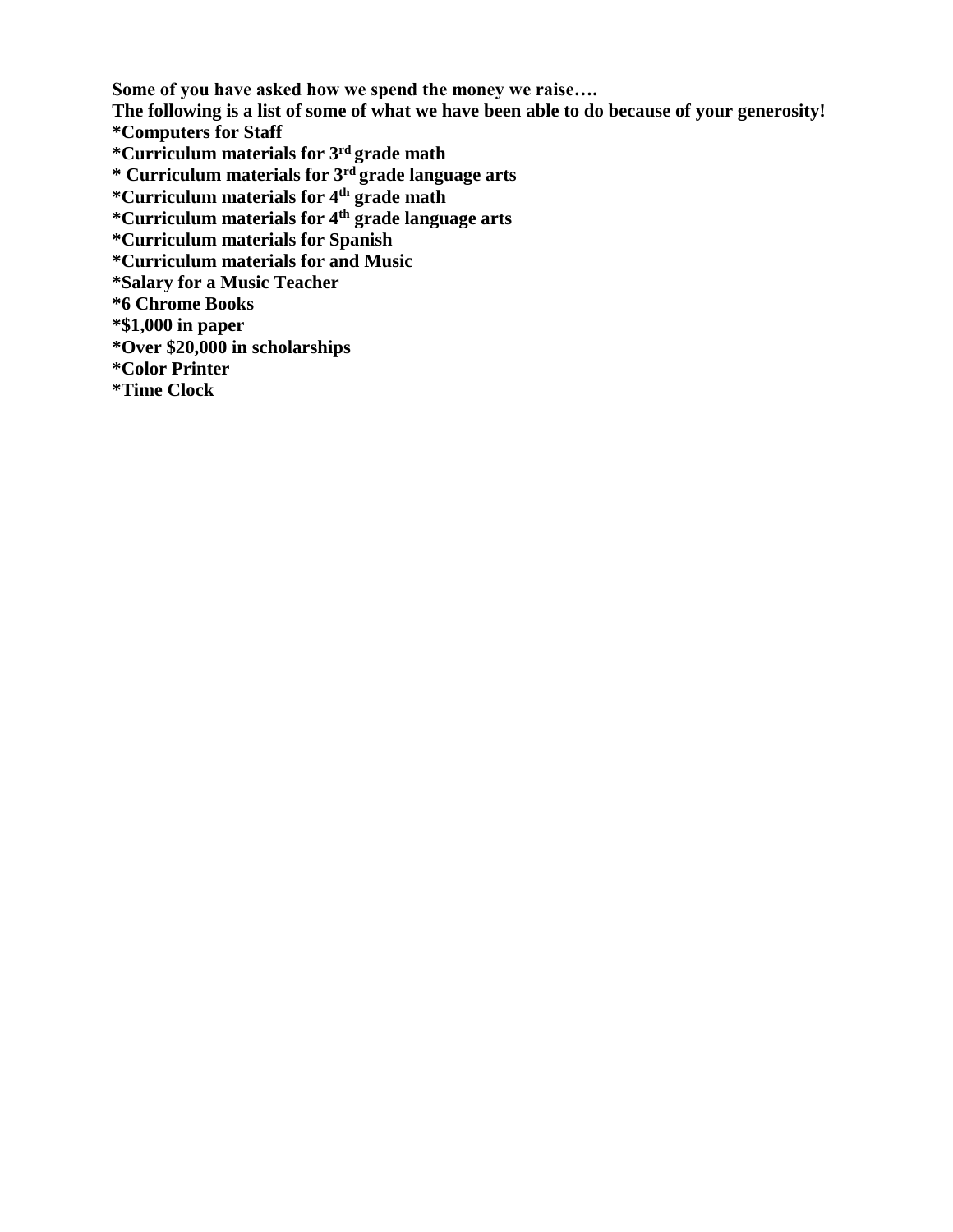**Some of you have asked how we spend the money we raise….**
**The following is a list of some of what we have been able to do because of your generosity!**
**\*Computers for Staff**
**\*Curriculum materials for 3$^{rd}$ grade math**
**\* Curriculum materials for 3$^{rd}$ grade language arts**
**\*Curriculum materials for 4$^{th}$ grade math**
**\*Curriculum materials for 4$^{th}$ grade language arts**
**\*Curriculum materials for Spanish**
**\*Curriculum materials for and Music**
**\*Salary for a Music Teacher**
**\*6 Chrome Books**
**\*$1,000 in paper**
**\*Over $20,000 in scholarships**
**\*Color Printer**
**\*Time Clock**